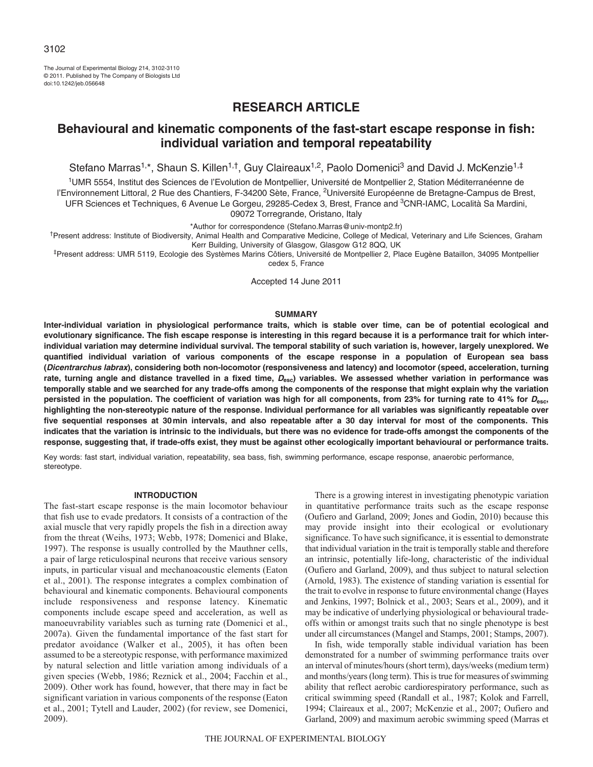The Journal of Experimental Biology 214, 3102-3110
© 2011. Published by The Company of Biologists Ltd
doi:10.1242/jeb.056648

## RESEARCH ARTICLE

# Behavioural and kinematic components of the fast-start escape response in fish: individual variation and temporal repeatability

Stefano Marras[1,*], Shaun S. Killen[1,†], Guy Claireaux[1,2], Paolo Domenici[3] and David J. McKenzie[1,‡]

[1]UMR 5554, Institut des Sciences de l'Evolution de Montpellier, Université de Montpellier 2, Station Méditerranéenne de l'Environnement Littoral, 2 Rue des Chantiers, F-34200 Sète, France, [2]Université Européenne de Bretagne-Campus de Brest, UFR Sciences et Techniques, 6 Avenue Le Gorgeu, 29285-Cedex 3, Brest, France and [3]CNR-IAMC, Località Sa Mardini, 09072 Torregrande, Oristano, Italy

*Author for correspondence (Stefano.Marras@univ-montp2.fr)

[†]Present address: Institute of Biodiversity, Animal Health and Comparative Medicine, College of Medical, Veterinary and Life Sciences, Graham Kerr Building, University of Glasgow, Glasgow G12 8QQ, UK

[‡]Present address: UMR 5119, Ecologie des Systèmes Marins Côtiers, Université de Montpellier 2, Place Eugène Bataillon, 34095 Montpellier cedex 5, France

Accepted 14 June 2011

## SUMMARY

**Inter-individual variation in physiological performance traits, which is stable over time, can be of potential ecological and evolutionary significance. The fish escape response is interesting in this regard because it is a performance trait for which inter-individual variation may determine individual survival. The temporal stability of such variation is, however, largely unexplored. We quantified individual variation of various components of the escape response in a population of European sea bass (*Dicentrarchus labrax*), considering both non-locomotor (responsiveness and latency) and locomotor (speed, acceleration, turning rate, turning angle and distance travelled in a fixed time, $D_{esc}$) variables. We assessed whether variation in performance was temporally stable and we searched for any trade-offs among the components of the response that might explain why the variation persisted in the population. The coefficient of variation was high for all components, from 23% for turning rate to 41% for $D_{esc}$, highlighting the non-stereotypic nature of the response. Individual performance for all variables was significantly repeatable over five sequential responses at 30 min intervals, and also repeatable after a 30 day interval for most of the components. This indicates that the variation is intrinsic to the individuals, but there was no evidence for trade-offs amongst the components of the response, suggesting that, if trade-offs exist, they must be against other ecologically important behavioural or performance traits.**

Key words: fast start, individual variation, repeatability, sea bass, fish, swimming performance, escape response, anaerobic performance, stereotype.

## INTRODUCTION

The fast-start escape response is the main locomotor behaviour that fish use to evade predators. It consists of a contraction of the axial muscle that very rapidly propels the fish in a direction away from the threat (Weihs, 1973; Webb, 1978; Domenici and Blake, 1997). The response is usually controlled by the Mauthner cells, a pair of large reticulospinal neurons that receive various sensory inputs, in particular visual and mechanoacoustic elements (Eaton et al., 2001). The response integrates a complex combination of behavioural and kinematic components. Behavioural components include responsiveness and response latency. Kinematic components include escape speed and acceleration, as well as manoeuvrability variables such as turning rate (Domenici et al., 2007a). Given the fundamental importance of the fast start for predator avoidance (Walker et al., 2005), it has often been assumed to be a stereotypic response, with performance maximized by natural selection and little variation among individuals of a given species (Webb, 1986; Reznick et al., 2004; Facchin et al., 2009). Other work has found, however, that there may in fact be significant variation in various components of the response (Eaton et al., 2001; Tytell and Lauder, 2002) (for review, see Domenici, 2009).

There is a growing interest in investigating phenotypic variation in quantitative performance traits such as the escape response (Oufiero and Garland, 2009; Jones and Godin, 2010) because this may provide insight into their ecological or evolutionary significance. To have such significance, it is essential to demonstrate that individual variation in the trait is temporally stable and therefore an intrinsic, potentially life-long, characteristic of the individual (Oufiero and Garland, 2009), and thus subject to natural selection (Arnold, 1983). The existence of standing variation is essential for the trait to evolve in response to future environmental change (Hayes and Jenkins, 1997; Bolnick et al., 2003; Sears et al., 2009), and it may be indicative of underlying physiological or behavioural trade-offs within or amongst traits such that no single phenotype is best under all circumstances (Mangel and Stamps, 2001; Stamps, 2007).

In fish, wide temporally stable individual variation has been demonstrated for a number of swimming performance traits over an interval of minutes/hours (short term), days/weeks (medium term) and months/years (long term). This is true for measures of swimming ability that reflect aerobic cardiorespiratory performance, such as critical swimming speed (Randall et al., 1987; Kolok and Farrell, 1994; Claireaux et al., 2007; McKenzie et al., 2007; Oufiero and Garland, 2009) and maximum aerobic swimming speed (Marras et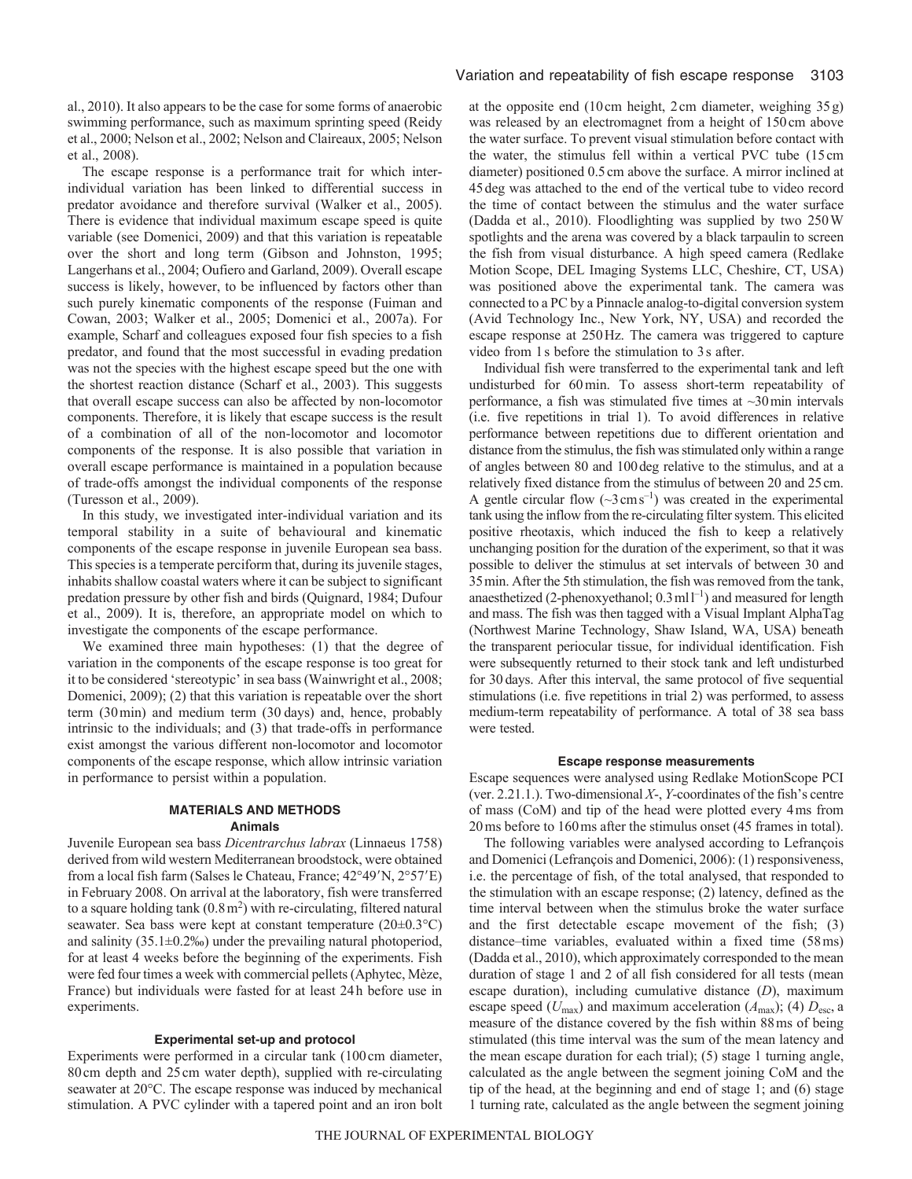al., 2010). It also appears to be the case for some forms of anaerobic swimming performance, such as maximum sprinting speed (Reidy et al., 2000; Nelson et al., 2002; Nelson and Claireaux, 2005; Nelson et al., 2008).

The escape response is a performance trait for which inter-individual variation has been linked to differential success in predator avoidance and therefore survival (Walker et al., 2005). There is evidence that individual maximum escape speed is quite variable (see Domenici, 2009) and that this variation is repeatable over the short and long term (Gibson and Johnston, 1995; Langerhans et al., 2004; Oufiero and Garland, 2009). Overall escape success is likely, however, to be influenced by factors other than such purely kinematic components of the response (Fuiman and Cowan, 2003; Walker et al., 2005; Domenici et al., 2007a). For example, Scharf and colleagues exposed four fish species to a fish predator, and found that the most successful in evading predation was not the species with the highest escape speed but the one with the shortest reaction distance (Scharf et al., 2003). This suggests that overall escape success can also be affected by non-locomotor components. Therefore, it is likely that escape success is the result of a combination of all of the non-locomotor and locomotor components of the response. It is also possible that variation in overall escape performance is maintained in a population because of trade-offs amongst the individual components of the response (Turesson et al., 2009).

In this study, we investigated inter-individual variation and its temporal stability in a suite of behavioural and kinematic components of the escape response in juvenile European sea bass. This species is a temperate perciform that, during its juvenile stages, inhabits shallow coastal waters where it can be subject to significant predation pressure by other fish and birds (Quignard, 1984; Dufour et al., 2009). It is, therefore, an appropriate model on which to investigate the components of the escape performance.

We examined three main hypotheses: (1) that the degree of variation in the components of the escape response is too great for it to be considered 'stereotypic' in sea bass (Wainwright et al., 2008; Domenici, 2009); (2) that this variation is repeatable over the short term (30 min) and medium term (30 days) and, hence, probably intrinsic to the individuals; and (3) that trade-offs in performance exist amongst the various different non-locomotor and locomotor components of the escape response, which allow intrinsic variation in performance to persist within a population.

## MATERIALS AND METHODS

### Animals

Juvenile European sea bass *Dicentrarchus labrax* (Linnaeus 1758) derived from wild western Mediterranean broodstock, were obtained from a local fish farm (Salses le Chateau, France; 42°49′N, 2°57′E) in February 2008. On arrival at the laboratory, fish were transferred to a square holding tank ($0.8\,m^2$) with re-circulating, filtered natural seawater. Sea bass were kept at constant temperature (20±0.3°C) and salinity (35.1±0.2‰) under the prevailing natural photoperiod, for at least 4 weeks before the beginning of the experiments. Fish were fed four times a week with commercial pellets (Aphytec, Mèze, France) but individuals were fasted for at least 24 h before use in experiments.

### Experimental set-up and protocol

Experiments were performed in a circular tank (100 cm diameter, 80 cm depth and 25 cm water depth), supplied with re-circulating seawater at 20°C. The escape response was induced by mechanical stimulation. A PVC cylinder with a tapered point and an iron bolt at the opposite end (10 cm height, 2 cm diameter, weighing 35 g) was released by an electromagnet from a height of 150 cm above the water surface. To prevent visual stimulation before contact with the water, the stimulus fell within a vertical PVC tube (15 cm diameter) positioned 0.5 cm above the surface. A mirror inclined at 45 deg was attached to the end of the vertical tube to video record the time of contact between the stimulus and the water surface (Dadda et al., 2010). Floodlighting was supplied by two 250 W spotlights and the arena was covered by a black tarpaulin to screen the fish from visual disturbance. A high speed camera (Redlake Motion Scope, DEL Imaging Systems LLC, Cheshire, CT, USA) was positioned above the experimental tank. The camera was connected to a PC by a Pinnacle analog-to-digital conversion system (Avid Technology Inc., New York, NY, USA) and recorded the escape response at 250 Hz. The camera was triggered to capture video from 1 s before the stimulation to 3 s after.

Individual fish were transferred to the experimental tank and left undisturbed for 60 min. To assess short-term repeatability of performance, a fish was stimulated five times at ~30 min intervals (i.e. five repetitions in trial 1). To avoid differences in relative performance between repetitions due to different orientation and distance from the stimulus, the fish was stimulated only within a range of angles between 80 and 100 deg relative to the stimulus, and at a relatively fixed distance from the stimulus of between 20 and 25 cm. A gentle circular flow (~$3\,cm\,s^{-1}$) was created in the experimental tank using the inflow from the re-circulating filter system. This elicited positive rheotaxis, which induced the fish to keep a relatively unchanging position for the duration of the experiment, so that it was possible to deliver the stimulus at set intervals of between 30 and 35 min. After the 5th stimulation, the fish was removed from the tank, anaesthetized (2-phenoxyethanol; $0.3\,ml\,l^{-1}$) and measured for length and mass. The fish was then tagged with a Visual Implant AlphaTag (Northwest Marine Technology, Shaw Island, WA, USA) beneath the transparent periocular tissue, for individual identification. Fish were subsequently returned to their stock tank and left undisturbed for 30 days. After this interval, the same protocol of five sequential stimulations (i.e. five repetitions in trial 2) was performed, to assess medium-term repeatability of performance. A total of 38 sea bass were tested.

### Escape response measurements

Escape sequences were analysed using Redlake MotionScope PCI (ver. 2.21.1.). Two-dimensional *X*-, *Y*-coordinates of the fish's centre of mass (CoM) and tip of the head were plotted every 4 ms from 20 ms before to 160 ms after the stimulus onset (45 frames in total).

The following variables were analysed according to Lefrançois and Domenici (Lefrançois and Domenici, 2006): (1) responsiveness, i.e. the percentage of fish, of the total analysed, that responded to the stimulation with an escape response; (2) latency, defined as the time interval between when the stimulus broke the water surface and the first detectable escape movement of the fish; (3) distance–time variables, evaluated within a fixed time (58 ms) (Dadda et al., 2010), which approximately corresponded to the mean duration of stage 1 and 2 of all fish considered for all tests (mean escape duration), including cumulative distance ($D$), maximum escape speed ($U_{max}$) and maximum acceleration ($A_{max}$); (4) $D_{esc}$, a measure of the distance covered by the fish within 88 ms of being stimulated (this time interval was the sum of the mean latency and the mean escape duration for each trial); (5) stage 1 turning angle, calculated as the angle between the segment joining CoM and the tip of the head, at the beginning and end of stage 1; and (6) stage 1 turning rate, calculated as the angle between the segment joining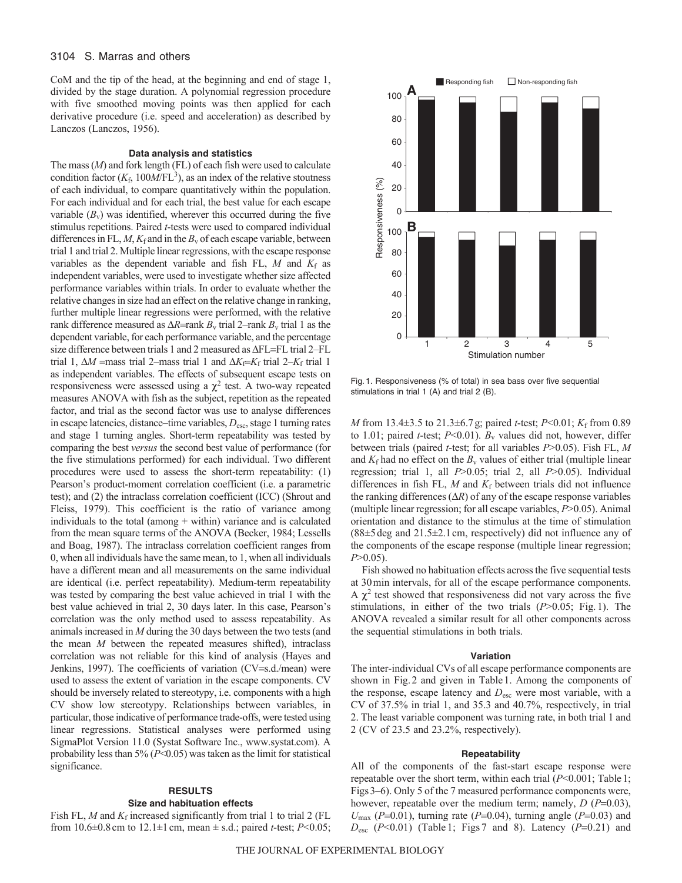CoM and the tip of the head, at the beginning and end of stage 1, divided by the stage duration. A polynomial regression procedure with five smoothed moving points was then applied for each derivative procedure (i.e. speed and acceleration) as described by Lanczos (Lanczos, 1956).

### Data analysis and statistics

The mass ($M$) and fork length (FL) of each fish were used to calculate condition factor ($K_f$, $100M/\mathrm{FL}^3$), as an index of the relative stoutness of each individual, to compare quantitatively within the population. For each individual and for each trial, the best value for each escape variable ($B_v$) was identified, wherever this occurred during the five stimulus repetitions. Paired $t$-tests were used to compared individual differences in FL, $M$, $K_f$ and in the $B_v$ of each escape variable, between trial 1 and trial 2. Multiple linear regressions, with the escape response variables as the dependent variable and fish FL, $M$ and $K_f$ as independent variables, were used to investigate whether size affected performance variables within trials. In order to evaluate whether the relative changes in size had an effect on the relative change in ranking, further multiple linear regressions were performed, with the relative rank difference measured as $\Delta R$=rank $B_v$ trial 2–rank $B_v$ trial 1 as the dependent variable, for each performance variable, and the percentage size difference between trials 1 and 2 measured as $\Delta$FL=FL trial 2–FL trial 1, $\Delta M$ =mass trial 2–mass trial 1 and $\Delta K_f$=$K_f$ trial 2–$K_f$ trial 1 as independent variables. The effects of subsequent escape tests on responsiveness were assessed using a $\chi^2$ test. A two-way repeated measures ANOVA with fish as the subject, repetition as the repeated factor, and trial as the second factor was use to analyse differences in escape latencies, distance–time variables, $D_{esc}$, stage 1 turning rates and stage 1 turning angles. Short-term repeatability was tested by comparing the best *versus* the second best value of performance (for the five stimulations performed) for each individual. Two different procedures were used to assess the short-term repeatability: (1) Pearson's product-moment correlation coefficient (i.e. a parametric test); and (2) the intraclass correlation coefficient (ICC) (Shrout and Fleiss, 1979). This coefficient is the ratio of variance among individuals to the total (among + within) variance and is calculated from the mean square terms of the ANOVA (Becker, 1984; Lessells and Boag, 1987). The intraclass correlation coefficient ranges from 0, when all individuals have the same mean, to 1, when all individuals have a different mean and all measurements on the same individual are identical (i.e. perfect repeatability). Medium-term repeatability was tested by comparing the best value achieved in trial 1 with the best value achieved in trial 2, 30 days later. In this case, Pearson's correlation was the only method used to assess repeatability. As animals increased in $M$ during the 30 days between the two tests (and the mean $M$ between the repeated measures shifted), intraclass correlation was not reliable for this kind of analysis (Hayes and Jenkins, 1997). The coefficients of variation (CV=s.d./mean) were used to assess the extent of variation in the escape components. CV should be inversely related to stereotypy, i.e. components with a high CV show low stereotypy. Relationships between variables, in particular, those indicative of performance trade-offs, were tested using linear regressions. Statistical analyses were performed using SigmaPlot Version 11.0 (Systat Software Inc., www.systat.com). A probability less than 5% ($P$<0.05) was taken as the limit for statistical significance.

## RESULTS

### Size and habituation effects

Fish FL, $M$ and $K_f$ increased significantly from trial 1 to trial 2 (FL from 10.6±0.8 cm to 12.1±1 cm, mean ± s.d.; paired $t$-test; $P$<0.05; $M$ from 13.4±3.5 to 21.3±6.7 g; paired $t$-test; $P$<0.01; $K_f$ from 0.89 to 1.01; paired $t$-test; $P$<0.01). $B_v$ values did not, however, differ between trials (paired $t$-test; for all variables $P$>0.05). Fish FL, $M$ and $K_f$ had no effect on the $B_v$ values of either trial (multiple linear regression; trial 1, all $P$>0.05; trial 2, all $P$>0.05). Individual differences in fish FL, $M$ and $K_f$ between trials did not influence the ranking differences ($\Delta R$) of any of the escape response variables (multiple linear regression; for all escape variables, $P$>0.05). Animal orientation and distance to the stimulus at the time of stimulation (88±5 deg and 21.5±2.1 cm, respectively) did not influence any of the components of the escape response (multiple linear regression; $P$>0.05).

Fish showed no habituation effects across the five sequential tests at 30 min intervals, for all of the escape performance components. A $\chi^2$ test showed that responsiveness did not vary across the five stimulations, in either of the two trials ($P$>0.05; Fig. 1). The ANOVA revealed a similar result for all other components across the sequential stimulations in both trials.

Fig. 1. Responsiveness (% of total) in sea bass over five sequential stimulations in trial 1 (A) and trial 2 (B).

### Variation

The inter-individual CVs of all escape performance components are shown in Fig. 2 and given in Table 1. Among the components of the response, escape latency and $D_{esc}$ were most variable, with a CV of 37.5% in trial 1, and 35.3 and 40.7%, respectively, in trial 2. The least variable component was turning rate, in both trial 1 and 2 (CV of 23.5 and 23.2%, respectively).

### Repeatability

All of the components of the fast-start escape response were repeatable over the short term, within each trial ($P$<0.001; Table 1; Figs 3–6). Only 5 of the 7 measured performance components were, however, repeatable over the medium term; namely, $D$ ($P$=0.03), $U_{max}$ ($P$=0.01), turning rate ($P$=0.04), turning angle ($P$=0.03) and $D_{esc}$ ($P$<0.01) (Table 1; Figs 7 and 8). Latency ($P$=0.21) and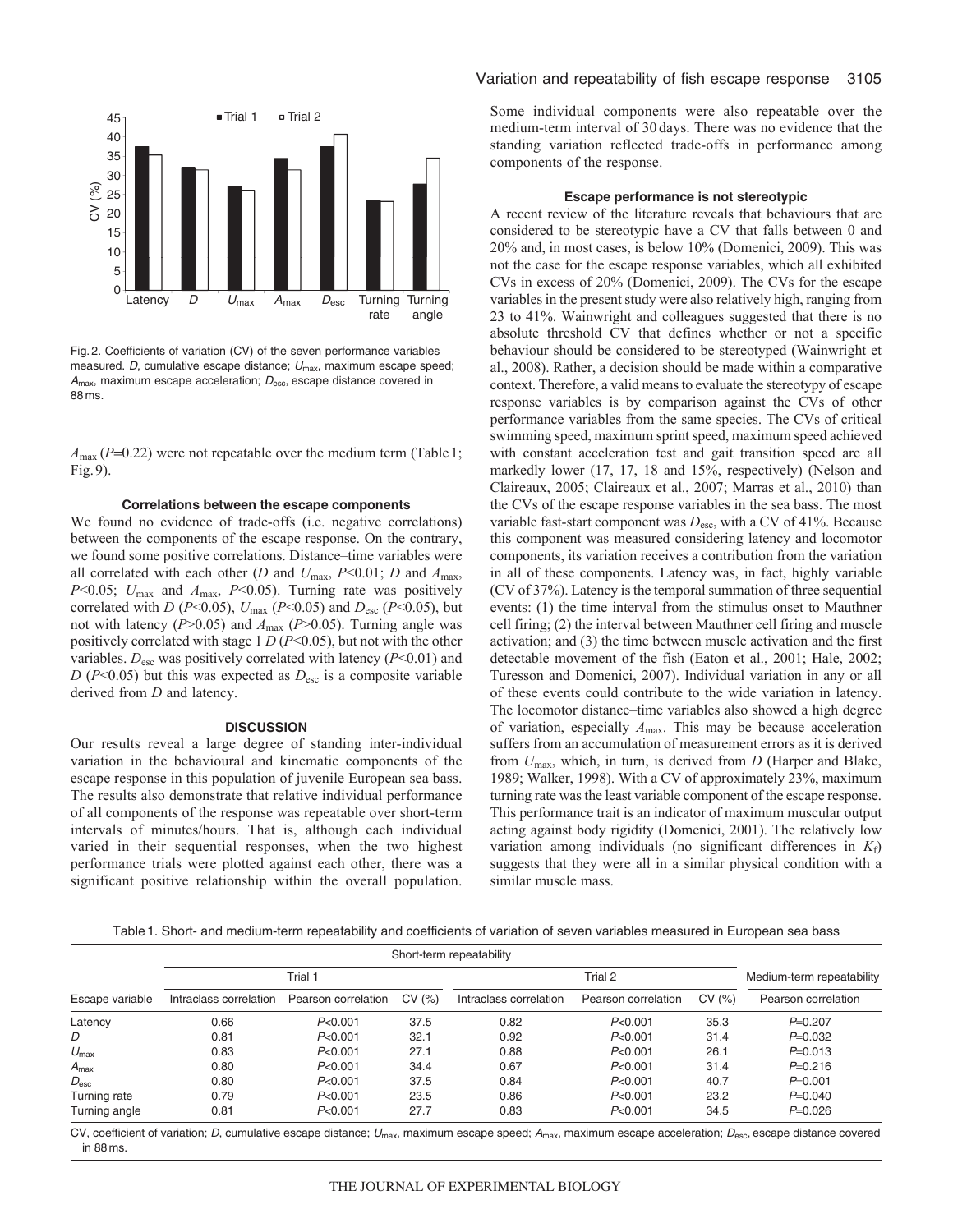Fig. 2. Coefficients of variation (CV) of the seven performance variables measured. $D$, cumulative escape distance; $U_{max}$, maximum escape speed; $A_{max}$, maximum escape acceleration; $D_{esc}$, escape distance covered in 88 ms.

$A_{max}$ ($P$=0.22) were not repeatable over the medium term (Table 1; Fig. 9).

### Correlations between the escape components

We found no evidence of trade-offs (i.e. negative correlations) between the components of the escape response. On the contrary, we found some positive correlations. Distance–time variables were all correlated with each other ($D$ and $U_{max}$, $P$<0.01; $D$ and $A_{max}$, $P$<0.05; $U_{max}$ and $A_{max}$, $P$<0.05). Turning rate was positively correlated with $D$ ($P$<0.05), $U_{max}$ ($P$<0.05) and $D_{esc}$ ($P$<0.05), but not with latency ($P$>0.05) and $A_{max}$ ($P$>0.05). Turning angle was positively correlated with stage 1 $D$ ($P$<0.05), but not with the other variables. $D_{esc}$ was positively correlated with latency ($P$<0.01) and $D$ ($P$<0.05) but this was expected as $D_{esc}$ is a composite variable derived from $D$ and latency.

## DISCUSSION

Our results reveal a large degree of standing inter-individual variation in the behavioural and kinematic components of the escape response in this population of juvenile European sea bass. The results also demonstrate that relative individual performance of all components of the response was repeatable over short-term intervals of minutes/hours. That is, although each individual varied in their sequential responses, when the two highest performance trials were plotted against each other, there was a significant positive relationship within the overall population. Some individual components were also repeatable over the medium-term interval of 30 days. There was no evidence that the standing variation reflected trade-offs in performance among components of the response.

### Escape performance is not stereotypic

A recent review of the literature reveals that behaviours that are considered to be stereotypic have a CV that falls between 0 and 20% and, in most cases, is below 10% (Domenici, 2009). This was not the case for the escape response variables, which all exhibited CVs in excess of 20% (Domenici, 2009). The CVs for the escape variables in the present study were also relatively high, ranging from 23 to 41%. Wainwright and colleagues suggested that there is no absolute threshold CV that defines whether or not a specific behaviour should be considered to be stereotyped (Wainwright et al., 2008). Rather, a decision should be made within a comparative context. Therefore, a valid means to evaluate the stereotypy of escape response variables is by comparison against the CVs of other performance variables from the same species. The CVs of critical swimming speed, maximum sprint speed, maximum speed achieved with constant acceleration test and gait transition speed are all markedly lower (17, 17, 18 and 15%, respectively) (Nelson and Claireaux, 2005; Claireaux et al., 2007; Marras et al., 2010) than the CVs of the escape response variables in the sea bass. The most variable fast-start component was $D_{esc}$, with a CV of 41%. Because this component was measured considering latency and locomotor components, its variation receives a contribution from the variation in all of these components. Latency was, in fact, highly variable (CV of 37%). Latency is the temporal summation of three sequential events: (1) the time interval from the stimulus onset to Mauthner cell firing; (2) the interval between Mauthner cell firing and muscle activation; and (3) the time between muscle activation and the first detectable movement of the fish (Eaton et al., 2001; Hale, 2002; Turesson and Domenici, 2007). Individual variation in any or all of these events could contribute to the wide variation in latency. The locomotor distance–time variables also showed a high degree of variation, especially $A_{max}$. This may be because acceleration suffers from an accumulation of measurement errors as it is derived from $U_{max}$, which, in turn, is derived from $D$ (Harper and Blake, 1989; Walker, 1998). With a CV of approximately 23%, maximum turning rate was the least variable component of the escape response. This performance trait is an indicator of maximum muscular output acting against body rigidity (Domenici, 2001). The relatively low variation among individuals (no significant differences in $K_f$) suggests that they were all in a similar physical condition with a similar muscle mass.

Table 1. Short- and medium-term repeatability and coefficients of variation of seven variables measured in European sea bass

| | Short-term repeatability | | | | | | Medium-term repeatability |
|---|---|---|---|---|---|---|---|
| | Trial 1 | | | Trial 2 | | | |
| Escape variable | Intraclass correlation | Pearson correlation | CV (%) | Intraclass correlation | Pearson correlation | CV (%) | Pearson correlation |
| Latency | 0.66 | $P$<0.001 | 37.5 | 0.82 | $P$<0.001 | 35.3 | $P$=0.207 |
| $D$ | 0.81 | $P$<0.001 | 32.1 | 0.92 | $P$<0.001 | 31.4 | $P$=0.032 |
| $U_{max}$ | 0.83 | $P$<0.001 | 27.1 | 0.88 | $P$<0.001 | 26.1 | $P$=0.013 |
| $A_{max}$ | 0.80 | $P$<0.001 | 34.4 | 0.67 | $P$<0.001 | 31.4 | $P$=0.216 |
| $D_{esc}$ | 0.80 | $P$<0.001 | 37.5 | 0.84 | $P$<0.001 | 40.7 | $P$=0.001 |
| Turning rate | 0.79 | $P$<0.001 | 23.5 | 0.86 | $P$<0.001 | 23.2 | $P$=0.040 |
| Turning angle | 0.81 | $P$<0.001 | 27.7 | 0.83 | $P$<0.001 | 34.5 | $P$=0.026 |

CV, coefficient of variation; $D$, cumulative escape distance; $U_{max}$, maximum escape speed; $A_{max}$, maximum escape acceleration; $D_{esc}$, escape distance covered in 88 ms.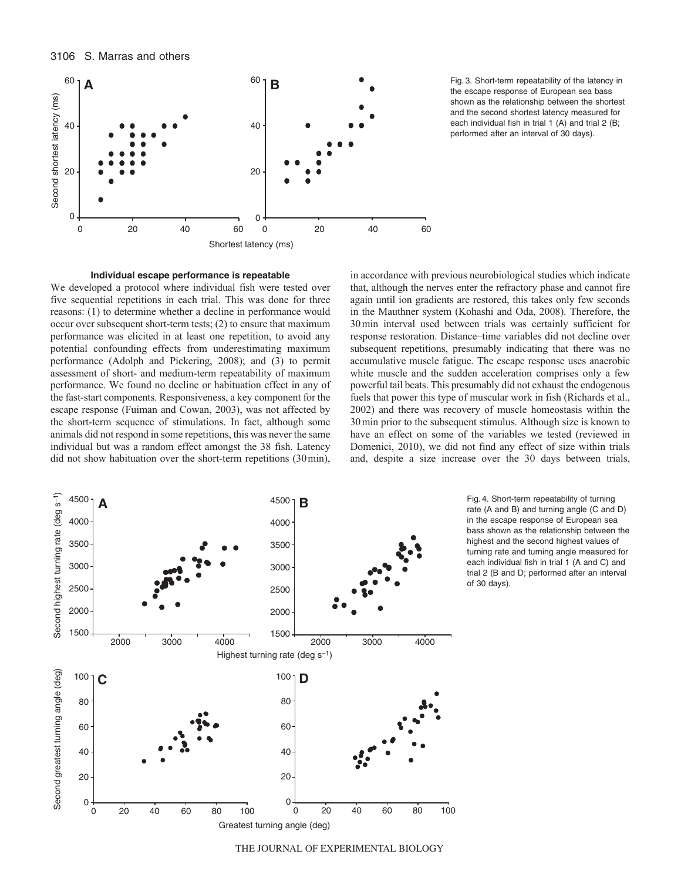Fig. 3. Short-term repeatability of the latency in the escape response of European sea bass shown as the relationship between the shortest and the second shortest latency measured for each individual fish in trial 1 (A) and trial 2 (B; performed after an interval of 30 days).

### Individual escape performance is repeatable

We developed a protocol where individual fish were tested over five sequential repetitions in each trial. This was done for three reasons: (1) to determine whether a decline in performance would occur over subsequent short-term tests; (2) to ensure that maximum performance was elicited in at least one repetition, to avoid any potential confounding effects from underestimating maximum performance (Adolph and Pickering, 2008); and (3) to permit assessment of short- and medium-term repeatability of maximum performance. We found no decline or habituation effect in any of the fast-start components. Responsiveness, a key component for the escape response (Fuiman and Cowan, 2003), was not affected by the short-term sequence of stimulations. In fact, although some animals did not respond in some repetitions, this was never the same individual but was a random effect amongst the 38 fish. Latency did not show habituation over the short-term repetitions (30 min), in accordance with previous neurobiological studies which indicate that, although the nerves enter the refractory phase and cannot fire again until ion gradients are restored, this takes only few seconds in the Mauthner system (Kohashi and Oda, 2008). Therefore, the 30 min interval used between trials was certainly sufficient for response restoration. Distance–time variables did not decline over subsequent repetitions, presumably indicating that there was no accumulative muscle fatigue. The escape response uses anaerobic white muscle and the sudden acceleration comprises only a few powerful tail beats. This presumably did not exhaust the endogenous fuels that power this type of muscular work in fish (Richards et al., 2002) and there was recovery of muscle homeostasis within the 30 min prior to the subsequent stimulus. Although size is known to have an effect on some of the variables we tested (reviewed in Domenici, 2010), we did not find any effect of size within trials and, despite a size increase over the 30 days between trials,

Fig. 4. Short-term repeatability of turning rate (A and B) and turning angle (C and D) in the escape response of European sea bass shown as the relationship between the highest and the second highest values of turning rate and turning angle measured for each individual fish in trial 1 (A and C) and trial 2 (B and D; performed after an interval of 30 days).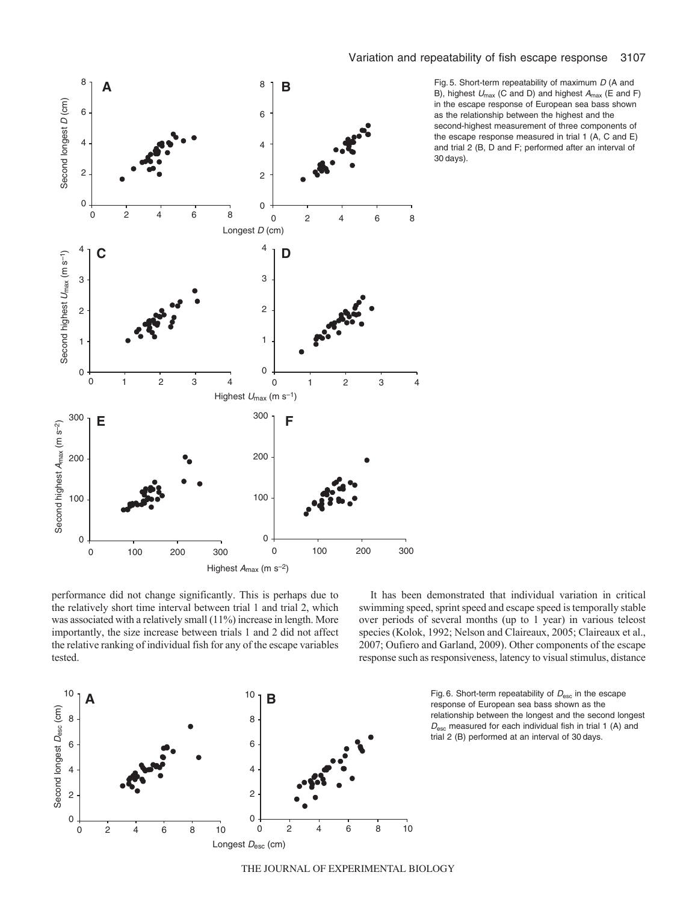Fig. 5. Short-term repeatability of maximum $D$ (A and B), highest $U_{max}$ (C and D) and highest $A_{max}$ (E and F) in the escape response of European sea bass shown as the relationship between the highest and the second-highest measurement of three components of the escape response measured in trial 1 (A, C and E) and trial 2 (B, D and F; performed after an interval of 30 days).

performance did not change significantly. This is perhaps due to the relatively short time interval between trial 1 and trial 2, which was associated with a relatively small (11%) increase in length. More importantly, the size increase between trials 1 and 2 did not affect the relative ranking of individual fish for any of the escape variables tested.

It has been demonstrated that individual variation in critical swimming speed, sprint speed and escape speed is temporally stable over periods of several months (up to 1 year) in various teleost species (Kolok, 1992; Nelson and Claireaux, 2005; Claireaux et al., 2007; Oufiero and Garland, 2009). Other components of the escape response such as responsiveness, latency to visual stimulus, distance

Fig. 6. Short-term repeatability of $D_{esc}$ in the escape response of European sea bass shown as the relationship between the longest and the second longest $D_{esc}$ measured for each individual fish in trial 1 (A) and trial 2 (B) performed at an interval of 30 days.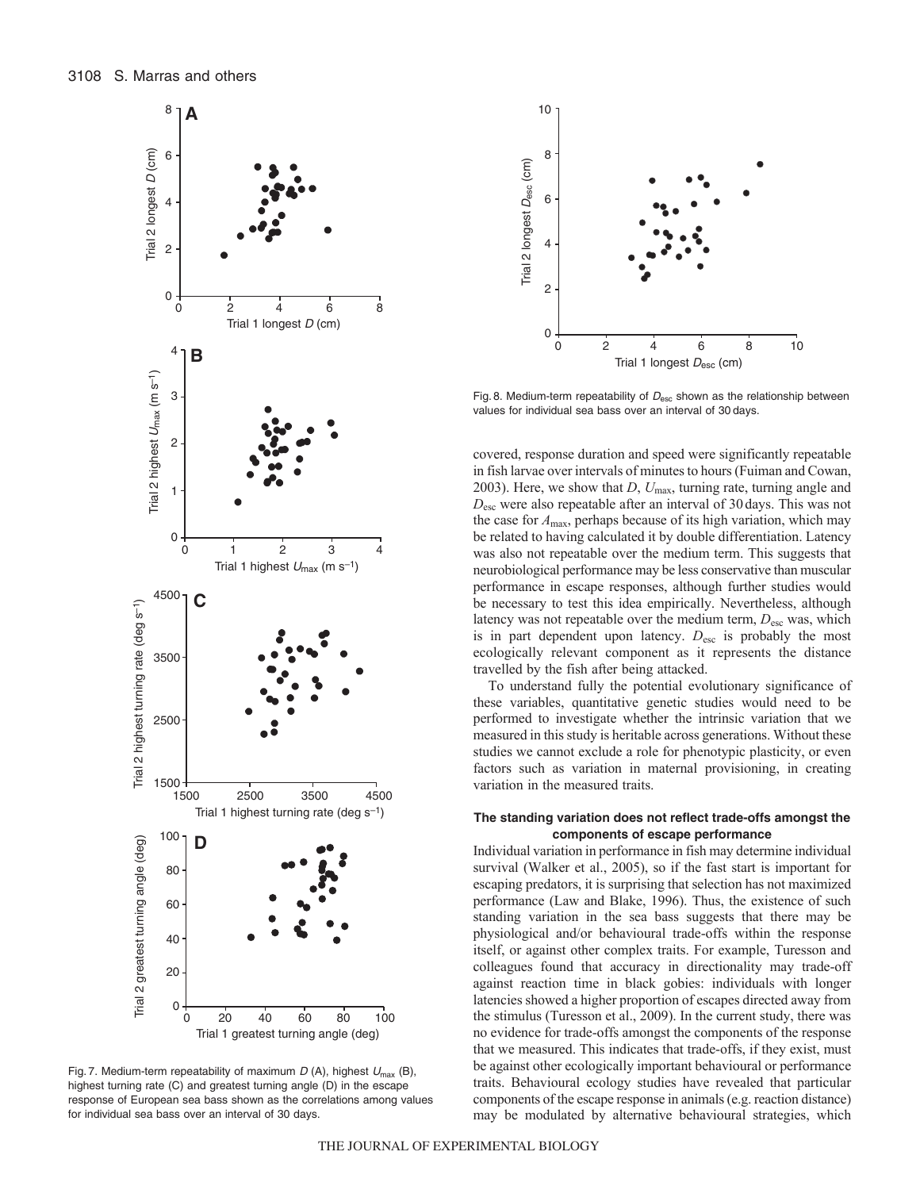Fig. 7. Medium-term repeatability of maximum $D$ (A), highest $U_{max}$ (B), highest turning rate (C) and greatest turning angle (D) in the escape response of European sea bass shown as the correlations among values for individual sea bass over an interval of 30 days.

Fig. 8. Medium-term repeatability of $D_{esc}$ shown as the relationship between values for individual sea bass over an interval of 30 days.

covered, response duration and speed were significantly repeatable in fish larvae over intervals of minutes to hours (Fuiman and Cowan, 2003). Here, we show that $D$, $U_{max}$, turning rate, turning angle and $D_{esc}$ were also repeatable after an interval of 30 days. This was not the case for $A_{max}$, perhaps because of its high variation, which may be related to having calculated it by double differentiation. Latency was also not repeatable over the medium term. This suggests that neurobiological performance may be less conservative than muscular performance in escape responses, although further studies would be necessary to test this idea empirically. Nevertheless, although latency was not repeatable over the medium term, $D_{esc}$ was, which is in part dependent upon latency. $D_{esc}$ is probably the most ecologically relevant component as it represents the distance travelled by the fish after being attacked.

To understand fully the potential evolutionary significance of these variables, quantitative genetic studies would need to be performed to investigate whether the intrinsic variation that we measured in this study is heritable across generations. Without these studies we cannot exclude a role for phenotypic plasticity, or even factors such as variation in maternal provisioning, in creating variation in the measured traits.

### The standing variation does not reflect trade-offs amongst the components of escape performance

Individual variation in performance in fish may determine individual survival (Walker et al., 2005), so if the fast start is important for escaping predators, it is surprising that selection has not maximized performance (Law and Blake, 1996). Thus, the existence of such standing variation in the sea bass suggests that there may be physiological and/or behavioural trade-offs within the response itself, or against other complex traits. For example, Turesson and colleagues found that accuracy in directionality may trade-off against reaction time in black gobies: individuals with longer latencies showed a higher proportion of escapes directed away from the stimulus (Turesson et al., 2009). In the current study, there was no evidence for trade-offs amongst the components of the response that we measured. This indicates that trade-offs, if they exist, must be against other ecologically important behavioural or performance traits. Behavioural ecology studies have revealed that particular components of the escape response in animals (e.g. reaction distance) may be modulated by alternative behavioural strategies, which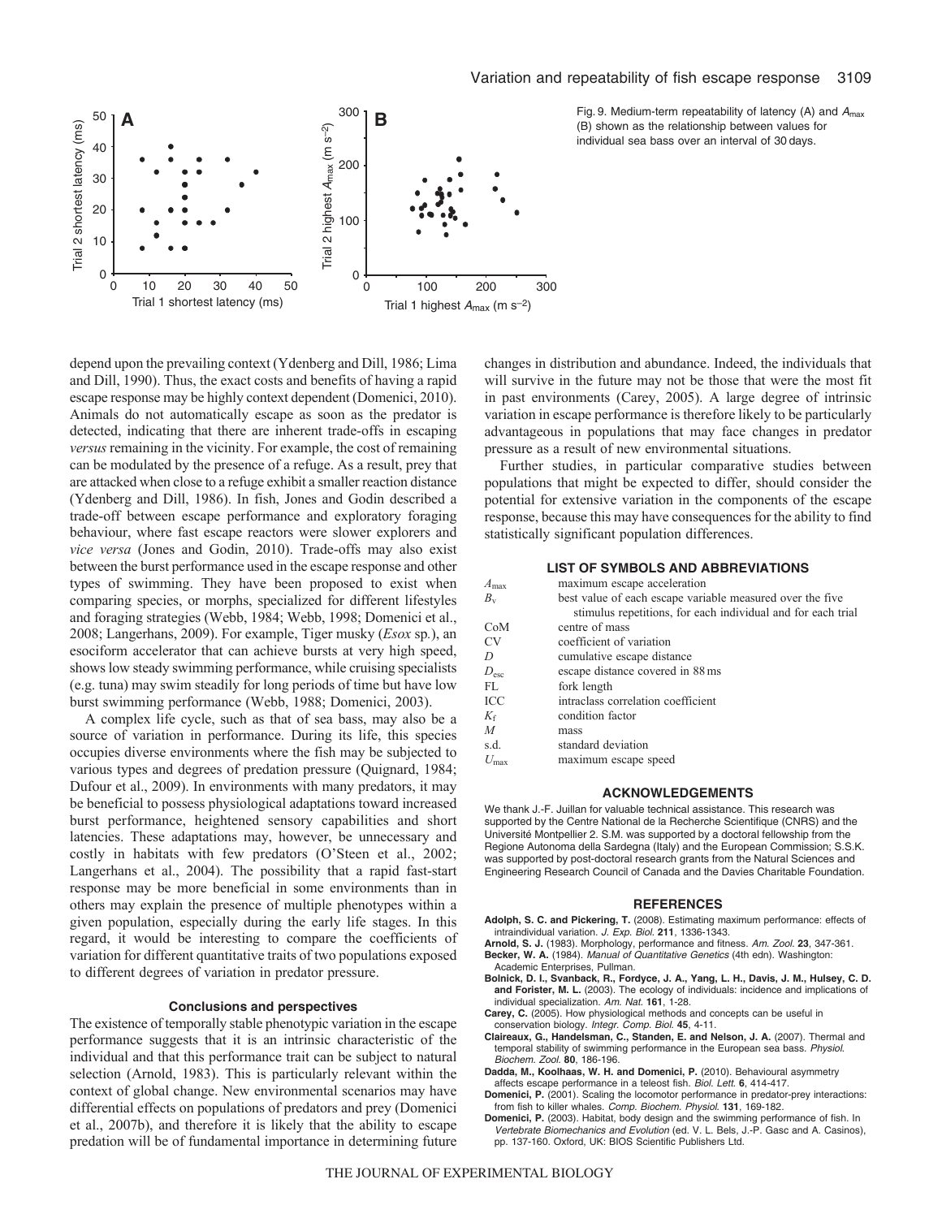Fig. 9. Medium-term repeatability of latency (A) and $A_{max}$ (B) shown as the relationship between values for individual sea bass over an interval of 30 days.

depend upon the prevailing context (Ydenberg and Dill, 1986; Lima and Dill, 1990). Thus, the exact costs and benefits of having a rapid escape response may be highly context dependent (Domenici, 2010). Animals do not automatically escape as soon as the predator is detected, indicating that there are inherent trade-offs in escaping *versus* remaining in the vicinity. For example, the cost of remaining can be modulated by the presence of a refuge. As a result, prey that are attacked when close to a refuge exhibit a smaller reaction distance (Ydenberg and Dill, 1986). In fish, Jones and Godin described a trade-off between escape performance and exploratory foraging behaviour, where fast escape reactors were slower explorers and *vice versa* (Jones and Godin, 2010). Trade-offs may also exist between the burst performance used in the escape response and other types of swimming. They have been proposed to exist when comparing species, or morphs, specialized for different lifestyles and foraging strategies (Webb, 1984; Webb, 1998; Domenici et al., 2008; Langerhans, 2009). For example, Tiger musky (*Esox* sp.), an esociform accelerator that can achieve bursts at very high speed, shows low steady swimming performance, while cruising specialists (e.g. tuna) may swim steadily for long periods of time but have low burst swimming performance (Webb, 1988; Domenici, 2003).

A complex life cycle, such as that of sea bass, may also be a source of variation in performance. During its life, this species occupies diverse environments where the fish may be subjected to various types and degrees of predation pressure (Quignard, 1984; Dufour et al., 2009). In environments with many predators, it may be beneficial to possess physiological adaptations toward increased burst performance, heightened sensory capabilities and short latencies. These adaptations may, however, be unnecessary and costly in habitats with few predators (O'Steen et al., 2002; Langerhans et al., 2004). The possibility that a rapid fast-start response may be more beneficial in some environments than in others may explain the presence of multiple phenotypes within a given population, especially during the early life stages. In this regard, it would be interesting to compare the coefficients of variation for different quantitative traits of two populations exposed to different degrees of variation in predator pressure.

### Conclusions and perspectives

The existence of temporally stable phenotypic variation in the escape performance suggests that it is an intrinsic characteristic of the individual and that this performance trait can be subject to natural selection (Arnold, 1983). This is particularly relevant within the context of global change. New environmental scenarios may have differential effects on populations of predators and prey (Domenici et al., 2007b), and therefore it is likely that the ability to escape predation will be of fundamental importance in determining future changes in distribution and abundance. Indeed, the individuals that will survive in the future may not be those that were the most fit in past environments (Carey, 2005). A large degree of intrinsic variation in escape performance is therefore likely to be particularly advantageous in populations that may face changes in predator pressure as a result of new environmental situations.

Further studies, in particular comparative studies between populations that might be expected to differ, should consider the potential for extensive variation in the components of the escape response, because this may have consequences for the ability to find statistically significant population differences.

## LIST OF SYMBOLS AND ABBREVIATIONS

| | |
|---|---|
| $A_{max}$ | maximum escape acceleration |
| $B_v$ | best value of each escape variable measured over the five stimulus repetitions, for each individual and for each trial |
| CoM | centre of mass |
| CV | coefficient of variation |
| $D$ | cumulative escape distance |
| $D_{esc}$ | escape distance covered in 88 ms |
| FL | fork length |
| ICC | intraclass correlation coefficient |
| $K_f$ | condition factor |
| $M$ | mass |
| s.d. | standard deviation |
| $U_{max}$ | maximum escape speed |

## ACKNOWLEDGEMENTS

We thank J.-F. Juillan for valuable technical assistance. This research was supported by the Centre National de la Recherche Scientifique (CNRS) and the Université Montpellier 2. S.M. was supported by a doctoral fellowship from the Regione Autonoma della Sardegna (Italy) and the European Commission; S.S.K. was supported by post-doctoral research grants from the Natural Sciences and Engineering Research Council of Canada and the Davies Charitable Foundation.

## REFERENCES

**Adolph, S. C. and Pickering, T.** (2008). Estimating maximum performance: effects of intraindividual variation. *J. Exp. Biol.* **211**, 1336-1343.

**Arnold, S. J.** (1983). Morphology, performance and fitness. *Am. Zool.* **23**, 347-361.

**Becker, W. A.** (1984). *Manual of Quantitative Genetics* (4th edn). Washington: Academic Enterprises, Pullman.

**Bolnick, D. I., Svanback, R., Fordyce, J. A., Yang, L. H., Davis, J. M., Hulsey, C. D. and Forister, M. L.** (2003). The ecology of individuals: incidence and implications of individual specialization. *Am. Nat.* **161**, 1-28.

**Carey, C.** (2005). How physiological methods and concepts can be useful in conservation biology. *Integr. Comp. Biol.* **45**, 4-11.

**Claireaux, G., Handelsman, C., Standen, E. and Nelson, J. A.** (2007). Thermal and temporal stability of swimming performance in the European sea bass. *Physiol. Biochem. Zool.* **80**, 186-196.

**Dadda, M., Koolhaas, W. H. and Domenici, P.** (2010). Behavioural asymmetry affects escape performance in a teleost fish. *Biol. Lett.* **6**, 414-417.

**Domenici, P.** (2001). Scaling the locomotor performance in predator-prey interactions: from fish to killer whales. *Comp. Biochem. Physiol.* **131**, 169-182.

**Domenici, P.** (2003). Habitat, body design and the swimming performance of fish. In *Vertebrate Biomechanics and Evolution* (ed. V. L. Bels, J.-P. Gasc and A. Casinos), pp. 137-160. Oxford, UK: BIOS Scientific Publishers Ltd.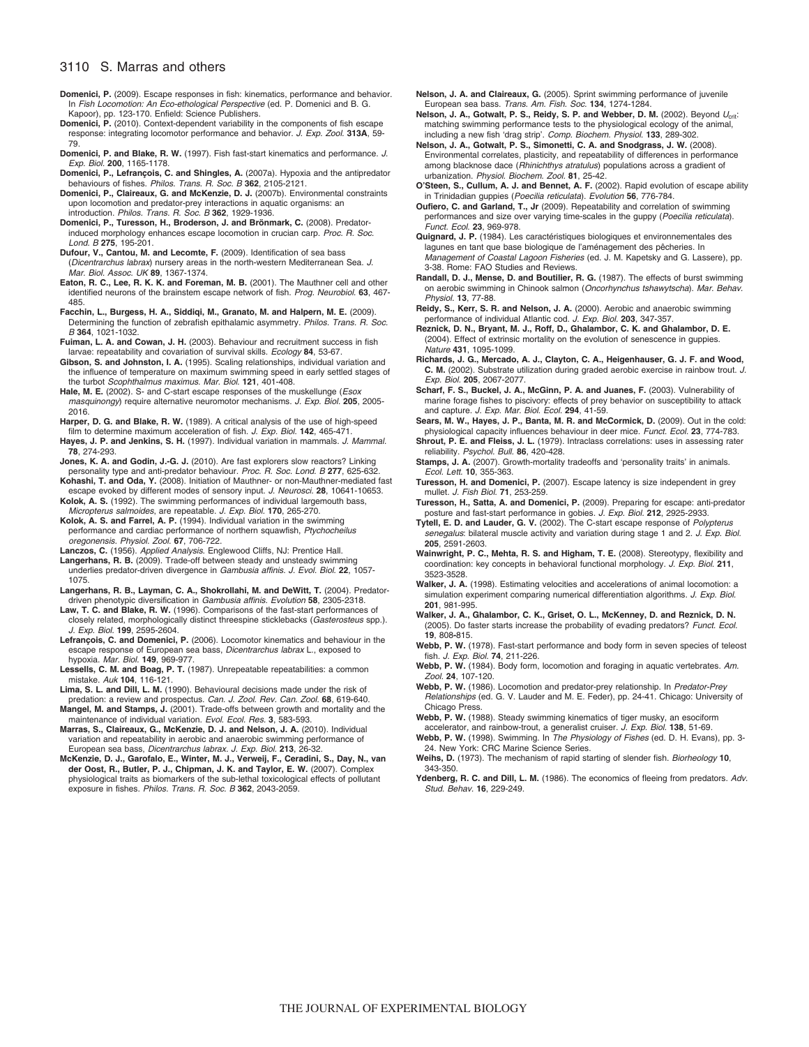**Domenici, P.** (2009). Escape responses in fish: kinematics, performance and behavior. In *Fish Locomotion: An Eco-ethological Perspective* (ed. P. Domenici and B. G. Kapoor), pp. 123-170. Enfield: Science Publishers.

**Domenici, P.** (2010). Context-dependent variability in the components of fish escape response: integrating locomotor performance and behavior. *J. Exp. Zool.* **313A**, 59-79.

**Domenici, P. and Blake, R. W.** (1997). Fish fast-start kinematics and performance. *J. Exp. Biol.* **200**, 1165-1178.

**Domenici, P., Lefrançois, C. and Shingles, A.** (2007a). Hypoxia and the antipredator behaviours of fishes. *Philos. Trans. R. Soc. B* **362**, 2105-2121.

**Domenici, P., Claireaux, G. and McKenzie, D. J.** (2007b). Environmental constraints upon locomotion and predator-prey interactions in aquatic organisms: an introduction. *Philos. Trans. R. Soc. B* **362**, 1929-1936.

**Domenici, P., Turesson, H., Broderson, J. and Brönmark, C.** (2008). Predator-induced morphology enhances escape locomotion in crucian carp. *Proc. R. Soc. Lond. B* **275**, 195-201.

**Dufour, V., Cantou, M. and Lecomte, F.** (2009). Identification of sea bass (*Dicentrarchus labrax*) nursery areas in the north-western Mediterranean Sea. *J. Mar. Biol. Assoc. UK* **89**, 1367-1374.

**Eaton, R. C., Lee, R. K. K. and Foreman, M. B.** (2001). The Mauthner cell and other identified neurons of the brainstem escape network of fish. *Prog. Neurobiol.* **63**, 467-485.

**Facchin, L., Burgess, H. A., Siddiqi, M., Granato, M. and Halpern, M. E.** (2009). Determining the function of zebrafish epithalamic asymmetry. *Philos. Trans. R. Soc. B* **364**, 1021-1032.

**Fuiman, L. A. and Cowan, J. H.** (2003). Behaviour and recruitment success in fish larvae: repeatability and covariation of survival skills. *Ecology* **84**, 53-67.

**Gibson, S. and Johnston, I. A.** (1995). Scaling relationships, individual variation and the influence of temperature on maximum swimming speed in early settled stages of the turbot *Scophthalmus maximus*. *Mar. Biol.* **121**, 401-408.

**Hale, M. E.** (2002). S- and C-start escape responses of the muskellunge (*Esox masquinongy*) require alternative neuromotor mechanisms. *J. Exp. Biol.* **205**, 2005-2016.

**Harper, D. G. and Blake, R. W.** (1989). A critical analysis of the use of high-speed film to determine maximum acceleration of fish. *J. Exp. Biol.* **142**, 465-471.

**Hayes, J. P. and Jenkins, S. H.** (1997). Individual variation in mammals. *J. Mammal.* **78**, 274-293.

**Jones, K. A. and Godin, J.-G. J.** (2010). Are fast explorers slow reactors? Linking personality type and anti-predator behaviour. *Proc. R. Soc. Lond. B* **277**, 625-632.

**Kohashi, T. and Oda, Y.** (2008). Initiation of Mauthner- or non-Mauthner-mediated fast escape evoked by different modes of sensory input. *J. Neurosci.* **28**, 10641-10653.

**Kolok, A. S.** (1992). The swimming performances of individual largemouth bass, *Micropterus salmoides*, are repeatable. *J. Exp. Biol.* **170**, 265-270.

**Kolok, A. S. and Farrel, A. P.** (1994). Individual variation in the swimming performance and cardiac performance of northern squawfish, *Ptychocheilus oregonensis*. *Physiol. Zool.* **67**, 706-722.

**Lanczos, C.** (1956). *Applied Analysis*. Englewood Cliffs, NJ: Prentice Hall.

**Langerhans, R. B.** (2009). Trade-off between steady and unsteady swimming underlies predator-driven divergence in *Gambusia affinis*. *J. Evol. Biol.* **22**, 1057-1075.

**Langerhans, R. B., Layman, C. A., Shokrollahi, M. and DeWitt, T.** (2004). Predator-driven phenotypic diversification in *Gambusia affinis*. *Evolution* **58**, 2305-2318.

**Law, T. C. and Blake, R. W.** (1996). Comparisons of the fast-start performances of closely related, morphologically distinct threespine sticklebacks (*Gasterosteus* spp.). *J. Exp. Biol.* **199**, 2595-2604.

**Lefrançois, C. and Domenici, P.** (2006). Locomotor kinematics and behaviour in the escape response of European sea bass, *Dicentrarchus labrax* L., exposed to hypoxia. *Mar. Biol.* **149**, 969-977.

**Lessells, C. M. and Boag, P. T.** (1987). Unrepeatable repeatabilities: a common mistake. *Auk* **104**, 116-121.

**Lima, S. L. and Dill, L. M.** (1990). Behavioural decisions made under the risk of predation: a review and prospectus. *Can. J. Zool. Rev. Can. Zool.* **68**, 619-640.

**Mangel, M. and Stamps, J.** (2001). Trade-offs between growth and mortality and the maintenance of individual variation. *Evol. Ecol. Res.* **3**, 583-593.

**Marras, S., Claireaux, G., McKenzie, D. J. and Nelson, J. A.** (2010). Individual variation and repeatability in aerobic and anaerobic swimming performance of European sea bass, *Dicentrarchus labrax*. *J. Exp. Biol.* **213**, 26-32.

**McKenzie, D. J., Garofalo, E., Winter, M. J., Verweij, F., Ceradini, S., Day, N., van der Oost, R., Butler, P. J., Chipman, J. K. and Taylor, E. W.** (2007). Complex physiological traits as biomarkers of the sub-lethal toxicological effects of pollutant exposure in fishes. *Philos. Trans. R. Soc. B* **362**, 2043-2059.

**Nelson, J. A. and Claireaux, G.** (2005). Sprint swimming performance of juvenile European sea bass. *Trans. Am. Fish. Soc.* **134**, 1274-1284.

**Nelson, J. A., Gotwalt, P. S., Reidy, S. P. and Webber, D. M.** (2002). Beyond $U_{crit}$: matching swimming performance tests to the physiological ecology of the animal, including a new fish 'drag strip'. *Comp. Biochem. Physiol.* **133**, 289-302.

**Nelson, J. A., Gotwalt, P. S., Simonetti, C. A. and Snodgrass, J. W.** (2008). Environmental correlates, plasticity, and repeatability of differences in performance among blacknose dace (*Rhinichthys atratulus*) populations across a gradient of urbanization. *Physiol. Biochem. Zool.* **81**, 25-42.

**O'Steen, S., Cullum, A. J. and Bennet, A. F.** (2002). Rapid evolution of escape ability in Trinidadian guppies (*Poecilia reticulata*). *Evolution* **56**, 776-784.

**Oufiero, C. and Garland, T., Jr** (2009). Repeatability and correlation of swimming performances and size over varying time-scales in the guppy (*Poecilia reticulata*). *Funct. Ecol.* **23**, 969-978.

**Quignard, J. P.** (1984). Les caractéristiques biologiques et environnementales des lagunes en tant que base biologique de l'aménagement des pêcheries. In *Management of Coastal Lagoon Fisheries* (ed. J. M. Kapetsky and G. Lassere), pp. 3-38. Rome: FAO Studies and Reviews.

**Randall, D. J., Mense, D. and Boutilier, R. G.** (1987). The effects of burst swimming on aerobic swimming in Chinook salmon (*Oncorhynchus tshawytscha*). *Mar. Behav. Physiol.* **13**, 77-88.

**Reidy, S., Kerr, S. R. and Nelson, J. A.** (2000). Aerobic and anaerobic swimming performance of individual Atlantic cod. *J. Exp. Biol.* **203**, 347-357.

**Reznick, D. N., Bryant, M. J., Roff, D., Ghalambor, C. K. and Ghalambor, D. E.** (2004). Effect of extrinsic mortality on the evolution of senescence in guppies. *Nature* **431**, 1095-1099.

**Richards, J. G., Mercado, A. J., Clayton, C. A., Heigenhauser, G. J. F. and Wood, C. M.** (2002). Substrate utilization during graded aerobic exercise in rainbow trout. *J. Exp. Biol.* **205**, 2067-2077.

**Scharf, F. S., Buckel, J. A., McGinn, P. A. and Juanes, F.** (2003). Vulnerability of marine forage fishes to piscivory: effects of prey behavior on susceptibility to attack and capture. *J. Exp. Mar. Biol. Ecol.* **294**, 41-59.

**Sears, M. W., Hayes, J. P., Banta, M. R. and McCormick, D.** (2009). Out in the cold: physiological capacity influences behaviour in deer mice. *Funct. Ecol.* **23**, 774-783.

**Shrout, P. E. and Fleiss, J. L.** (1979). Intraclass correlations: uses in assessing rater reliability. *Psychol. Bull.* **86**, 420-428.

**Stamps, J. A.** (2007). Growth-mortality tradeoffs and 'personality traits' in animals. *Ecol. Lett.* **10**, 355-363.

**Turesson, H. and Domenici, P.** (2007). Escape latency is size independent in grey mullet. *J. Fish Biol.* **71**, 253-259.

**Turesson, H., Satta, A. and Domenici, P.** (2009). Preparing for escape: anti-predator posture and fast-start performance in gobies. *J. Exp. Biol.* **212**, 2925-2933.

**Tytell, E. D. and Lauder, G. V.** (2002). The C-start escape response of *Polypterus senegalus*: bilateral muscle activity and variation during stage 1 and 2. *J. Exp. Biol.* **205**, 2591-2603.

**Wainwright, P. C., Mehta, R. S. and Higham, T. E.** (2008). Stereotypy, flexibility and coordination: key concepts in behavioral functional morphology. *J. Exp. Biol.* **211**, 3523-3528.

**Walker, J. A.** (1998). Estimating velocities and accelerations of animal locomotion: a simulation experiment comparing numerical differentiation algorithms. *J. Exp. Biol.* **201**, 981-995.

**Walker, J. A., Ghalambor, C. K., Griset, O. L., McKenney, D. and Reznick, D. N.** (2005). Do faster starts increase the probability of evading predators? *Funct. Ecol.* **19**, 808-815.

**Webb, P. W.** (1978). Fast-start performance and body form in seven species of teleost fish. *J. Exp. Biol.* **74**, 211-226.

**Webb, P. W.** (1984). Body form, locomotion and foraging in aquatic vertebrates. *Am. Zool.* **24**, 107-120.

**Webb, P. W.** (1986). Locomotion and predator-prey relationship. In *Predator-Prey Relationships* (ed. G. V. Lauder and M. E. Feder), pp. 24-41. Chicago: University of Chicago Press.

**Webb, P. W.** (1988). Steady swimming kinematics of tiger musky, an esociform accelerator, and rainbow-trout, a generalist cruiser. *J. Exp. Biol.* **138**, 51-69.

**Webb, P. W.** (1998). Swimming. In *The Physiology of Fishes* (ed. D. H. Evans), pp. 3-24. New York: CRC Marine Science Series.

**Weihs, D.** (1973). The mechanism of rapid starting of slender fish. *Biorheology* **10**, 343-350.

**Ydenberg, R. C. and Dill, L. M.** (1986). The economics of fleeing from predators. *Adv. Stud. Behav.* **16**, 229-249.